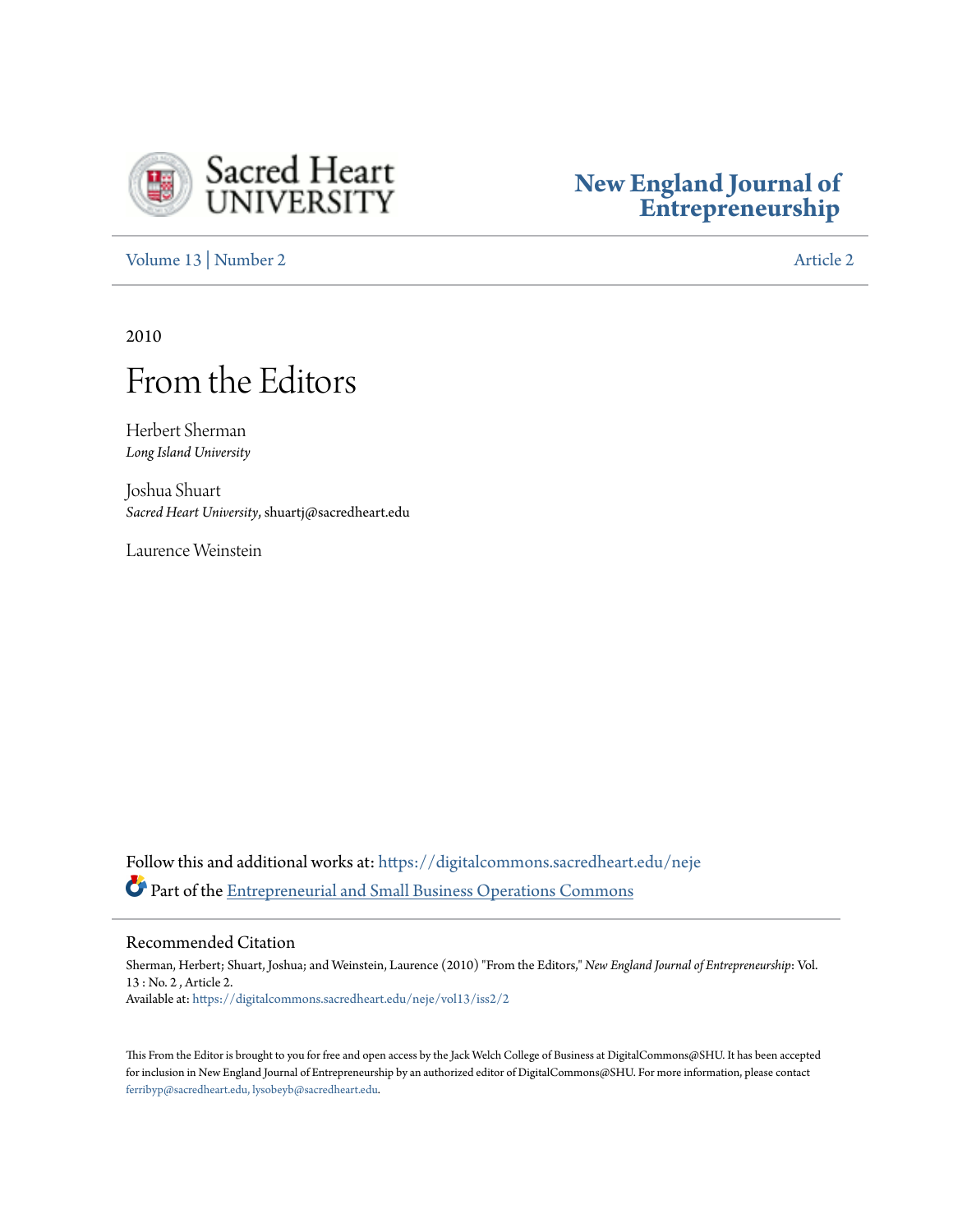Sacred Heart UNIVERSITY

**New England Journal of Entrepreneurship**

Volume 13 | Number 2 | Article 2

2010

# From the Editors

Herbert Sherman
*Long Island University*

Joshua Shuart
*Sacred Heart University*, shuartj@sacredheart.edu

Laurence Weinstein

Follow this and additional works at: https://digitalcommons.sacredheart.edu/neje

Part of the Entrepreneurial and Small Business Operations Commons

## Recommended Citation

Sherman, Herbert; Shuart, Joshua; and Weinstein, Laurence (2010) "From the Editors," *New England Journal of Entrepreneurship*: Vol. 13 : No. 2 , Article 2.
Available at: https://digitalcommons.sacredheart.edu/neje/vol13/iss2/2

This From the Editor is brought to you for free and open access by the Jack Welch College of Business at DigitalCommons@SHU. It has been accepted for inclusion in New England Journal of Entrepreneurship by an authorized editor of DigitalCommons@SHU. For more information, please contact ferribyp@sacredheart.edu, lysobeyb@sacredheart.edu.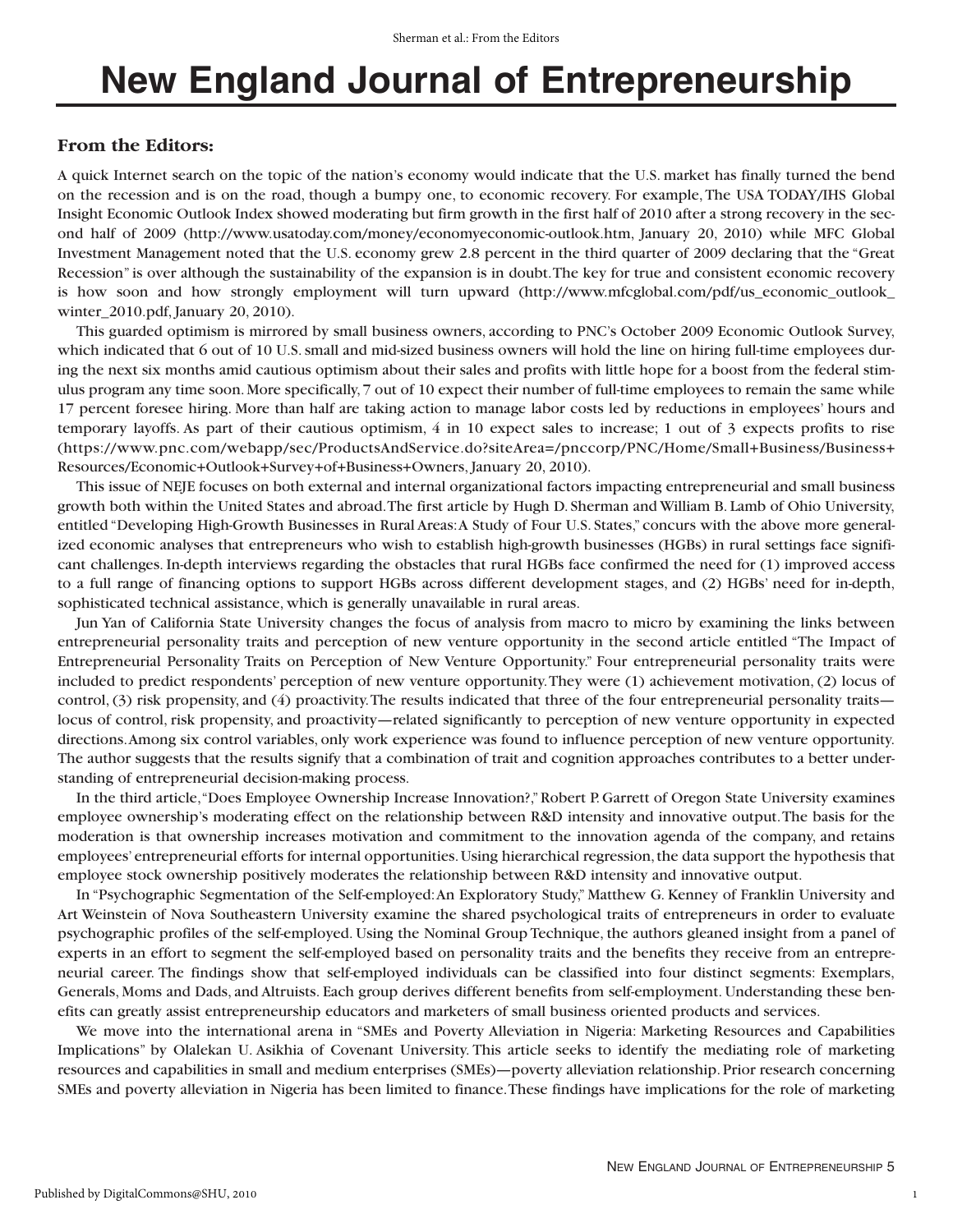# New England Journal of Entrepreneurship

## From the Editors:

A quick Internet search on the topic of the nation's economy would indicate that the U.S. market has finally turned the bend on the recession and is on the road, though a bumpy one, to economic recovery. For example, The USA TODAY/IHS Global Insight Economic Outlook Index showed moderating but firm growth in the first half of 2010 after a strong recovery in the second half of 2009 (http://www.usatoday.com/money/economyeconomic-outlook.htm, January 20, 2010) while MFC Global Investment Management noted that the U.S. economy grew 2.8 percent in the third quarter of 2009 declaring that the "Great Recession" is over although the sustainability of the expansion is in doubt. The key for true and consistent economic recovery is how soon and how strongly employment will turn upward (http://www.mfcglobal.com/pdf/us_economic_outlook_winter_2010.pdf, January 20, 2010).

This guarded optimism is mirrored by small business owners, according to PNC's October 2009 Economic Outlook Survey, which indicated that 6 out of 10 U.S. small and mid-sized business owners will hold the line on hiring full-time employees during the next six months amid cautious optimism about their sales and profits with little hope for a boost from the federal stimulus program any time soon. More specifically, 7 out of 10 expect their number of full-time employees to remain the same while 17 percent foresee hiring. More than half are taking action to manage labor costs led by reductions in employees' hours and temporary layoffs. As part of their cautious optimism, 4 in 10 expect sales to increase; 1 out of 3 expects profits to rise (https://www.pnc.com/webapp/sec/ProductsAndService.do?siteArea=/pnccorp/PNC/Home/Small+Business/Business+Resources/Economic+Outlook+Survey+of+Business+Owners, January 20, 2010).

This issue of NEJE focuses on both external and internal organizational factors impacting entrepreneurial and small business growth both within the United States and abroad. The first article by Hugh D. Sherman and William B. Lamb of Ohio University, entitled "Developing High-Growth Businesses in Rural Areas: A Study of Four U.S. States," concurs with the above more generalized economic analyses that entrepreneurs who wish to establish high-growth businesses (HGBs) in rural settings face significant challenges. In-depth interviews regarding the obstacles that rural HGBs face confirmed the need for (1) improved access to a full range of financing options to support HGBs across different development stages, and (2) HGBs' need for in-depth, sophisticated technical assistance, which is generally unavailable in rural areas.

Jun Yan of California State University changes the focus of analysis from macro to micro by examining the links between entrepreneurial personality traits and perception of new venture opportunity in the second article entitled "The Impact of Entrepreneurial Personality Traits on Perception of New Venture Opportunity." Four entrepreneurial personality traits were included to predict respondents' perception of new venture opportunity. They were (1) achievement motivation, (2) locus of control, (3) risk propensity, and (4) proactivity. The results indicated that three of the four entrepreneurial personality traits—locus of control, risk propensity, and proactivity—related significantly to perception of new venture opportunity in expected directions. Among six control variables, only work experience was found to influence perception of new venture opportunity. The author suggests that the results signify that a combination of trait and cognition approaches contributes to a better understanding of entrepreneurial decision-making process.

In the third article, "Does Employee Ownership Increase Innovation?," Robert P. Garrett of Oregon State University examines employee ownership's moderating effect on the relationship between R&D intensity and innovative output. The basis for the moderation is that ownership increases motivation and commitment to the innovation agenda of the company, and retains employees' entrepreneurial efforts for internal opportunities. Using hierarchical regression, the data support the hypothesis that employee stock ownership positively moderates the relationship between R&D intensity and innovative output.

In "Psychographic Segmentation of the Self-employed: An Exploratory Study," Matthew G. Kenney of Franklin University and Art Weinstein of Nova Southeastern University examine the shared psychological traits of entrepreneurs in order to evaluate psychographic profiles of the self-employed. Using the Nominal Group Technique, the authors gleaned insight from a panel of experts in an effort to segment the self-employed based on personality traits and the benefits they receive from an entrepreneurial career. The findings show that self-employed individuals can be classified into four distinct segments: Exemplars, Generals, Moms and Dads, and Altruists. Each group derives different benefits from self-employment. Understanding these benefits can greatly assist entrepreneurship educators and marketers of small business oriented products and services.

We move into the international arena in "SMEs and Poverty Alleviation in Nigeria: Marketing Resources and Capabilities Implications" by Olalekan U. Asikhia of Covenant University. This article seeks to identify the mediating role of marketing resources and capabilities in small and medium enterprises (SMEs)—poverty alleviation relationship. Prior research concerning SMEs and poverty alleviation in Nigeria has been limited to finance. These findings have implications for the role of marketing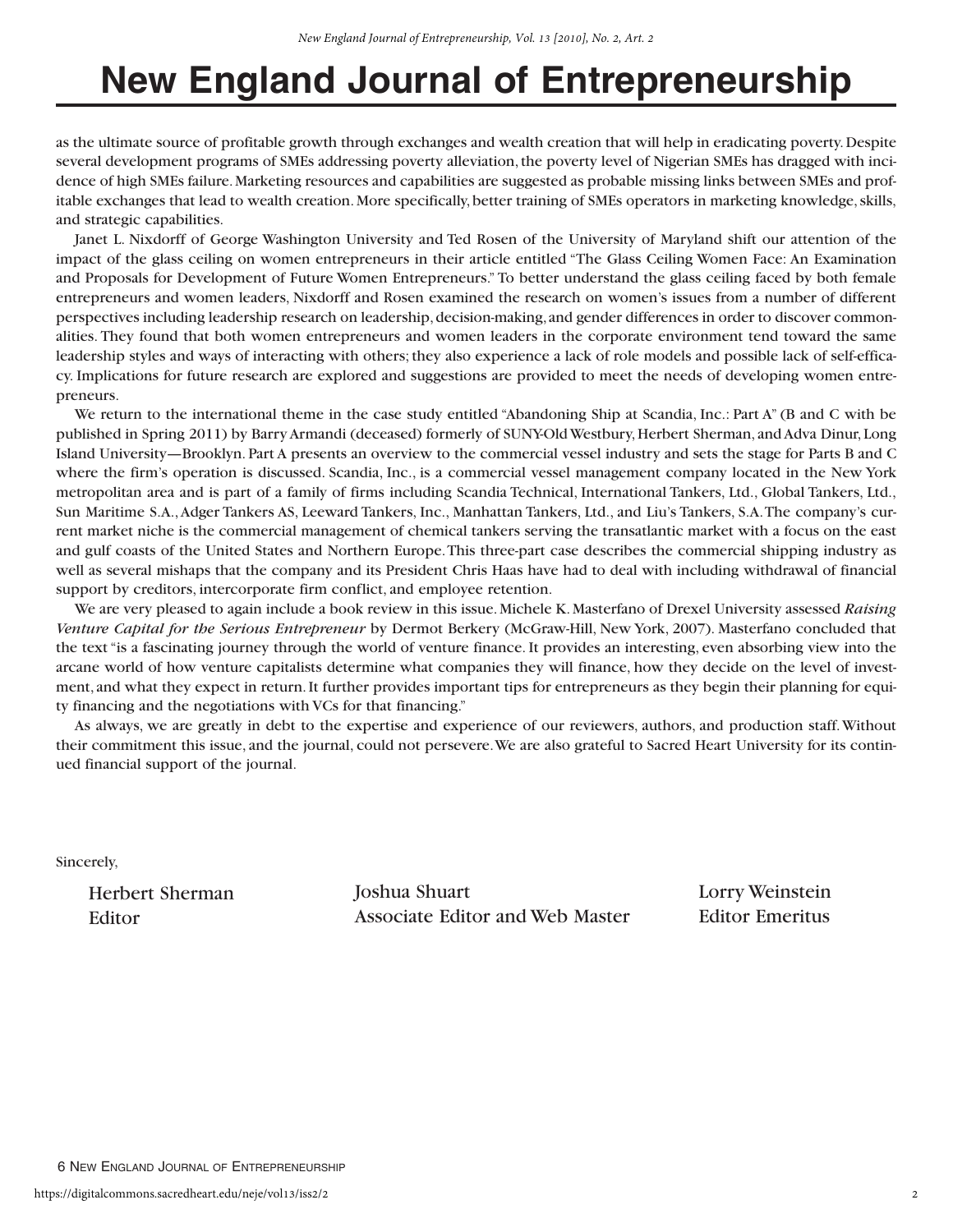as the ultimate source of profitable growth through exchanges and wealth creation that will help in eradicating poverty. Despite several development programs of SMEs addressing poverty alleviation, the poverty level of Nigerian SMEs has dragged with incidence of high SMEs failure. Marketing resources and capabilities are suggested as probable missing links between SMEs and profitable exchanges that lead to wealth creation. More specifically, better training of SMEs operators in marketing knowledge, skills, and strategic capabilities.

Janet L. Nixdorff of George Washington University and Ted Rosen of the University of Maryland shift our attention of the impact of the glass ceiling on women entrepreneurs in their article entitled "The Glass Ceiling Women Face: An Examination and Proposals for Development of Future Women Entrepreneurs." To better understand the glass ceiling faced by both female entrepreneurs and women leaders, Nixdorff and Rosen examined the research on women's issues from a number of different perspectives including leadership research on leadership, decision-making, and gender differences in order to discover commonalities. They found that both women entrepreneurs and women leaders in the corporate environment tend toward the same leadership styles and ways of interacting with others; they also experience a lack of role models and possible lack of self-efficacy. Implications for future research are explored and suggestions are provided to meet the needs of developing women entrepreneurs.

We return to the international theme in the case study entitled "Abandoning Ship at Scandia, Inc.: Part A" (B and C with be published in Spring 2011) by Barry Armandi (deceased) formerly of SUNY-Old Westbury, Herbert Sherman, and Adva Dinur, Long Island University—Brooklyn. Part A presents an overview to the commercial vessel industry and sets the stage for Parts B and C where the firm's operation is discussed. Scandia, Inc., is a commercial vessel management company located in the New York metropolitan area and is part of a family of firms including Scandia Technical, International Tankers, Ltd., Global Tankers, Ltd., Sun Maritime S.A., Adger Tankers AS, Leeward Tankers, Inc., Manhattan Tankers, Ltd., and Liu's Tankers, S.A. The company's current market niche is the commercial management of chemical tankers serving the transatlantic market with a focus on the east and gulf coasts of the United States and Northern Europe. This three-part case describes the commercial shipping industry as well as several mishaps that the company and its President Chris Haas have had to deal with including withdrawal of financial support by creditors, intercorporate firm conflict, and employee retention.

We are very pleased to again include a book review in this issue. Michele K. Masterfano of Drexel University assessed *Raising Venture Capital for the Serious Entrepreneur* by Dermot Berkery (McGraw-Hill, New York, 2007). Masterfano concluded that the text "is a fascinating journey through the world of venture finance. It provides an interesting, even absorbing view into the arcane world of how venture capitalists determine what companies they will finance, how they decide on the level of investment, and what they expect in return. It further provides important tips for entrepreneurs as they begin their planning for equity financing and the negotiations with VCs for that financing."

As always, we are greatly in debt to the expertise and experience of our reviewers, authors, and production staff. Without their commitment this issue, and the journal, could not persevere. We are also grateful to Sacred Heart University for its continued financial support of the journal.

Sincerely,

Herbert Sherman
Editor

Joshua Shuart
Associate Editor and Web Master

Lorry Weinstein
Editor Emeritus